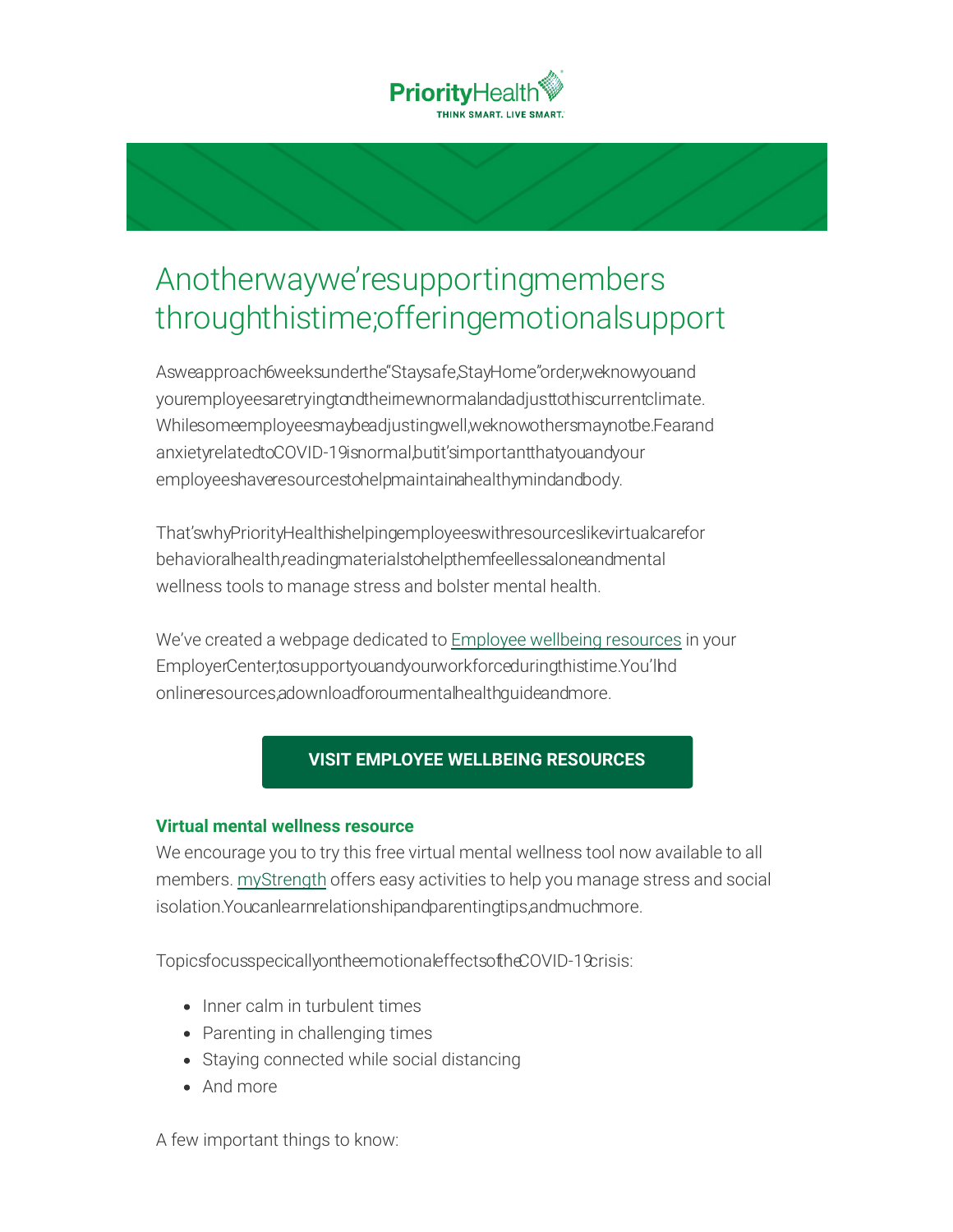PriorityHealth

THINK SMART. LIVE SMART.

# Another way we're supporting members through this time; offering emotional support

As we approach 6 weeks under the "Stay safe, Stay Home" order, we know you and your employees are trying to find their new normal and adjust to this current climate. While some employees may be adjusting well, we know others may not be. Fear and anxiety related to COVID-19 is normal, but it's important that you and your employees have resources to help maintain a healthy mind and body.

That's why Priority Health is helping employees with resources like virtual care for behavioral health, reading materials to help them feel less alone and mental wellness tools to manage stress and bolster mental health.

We've created a webpage dedicated to Employee wellbeing resources in your Employer Center, to support you and your workforce during this time. You'll find online resources, a download for our mental health guide and more.

**VISIT EMPLOYEE WELLBEING RESOURCES**

**Virtual mental wellness resource**

We encourage you to try this free virtual mental wellness tool now available to all members. myStrength offers easy activities to help you manage stress and social isolation. You can learn relationship and parenting tips, and much more.

Topics focus specifically on the emotional effects of the COVID-19 crisis:

- Inner calm in turbulent times
- Parenting in challenging times
- Staying connected while social distancing
- And more

A few important things to know: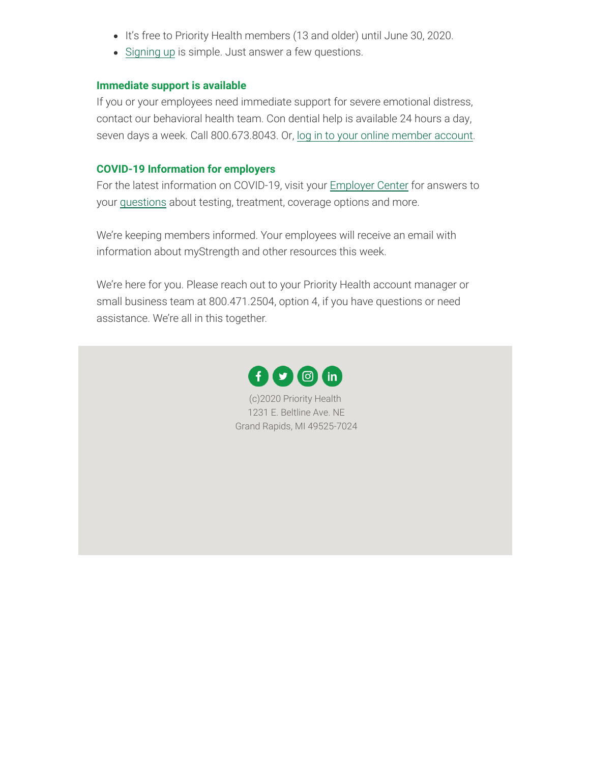- It's free to Priority Health members (13 and older) until June 30, 2020.
- Signing up is simple. Just answer a few questions.

**Immediate support is available**

If you or your employees need immediate support for severe emotional distress, contact our behavioral health team. Con dential help is available 24 hours a day, seven days a week. Call 800.673.8043. Or, log in to your online member account.

**COVID-19 Information for employers**

For the latest information on COVID-19, visit your Employer Center for answers to your questions about testing, treatment, coverage options and more.

We're keeping members informed. Your employees will receive an email with information about myStrength and other resources this week.

We're here for you. Please reach out to your Priority Health account manager or small business team at 800.471.2504, option 4, if you have questions or need assistance. We're all in this together.

(c)2020 Priority Health
1231 E. Beltline Ave. NE
Grand Rapids, MI 49525-7024